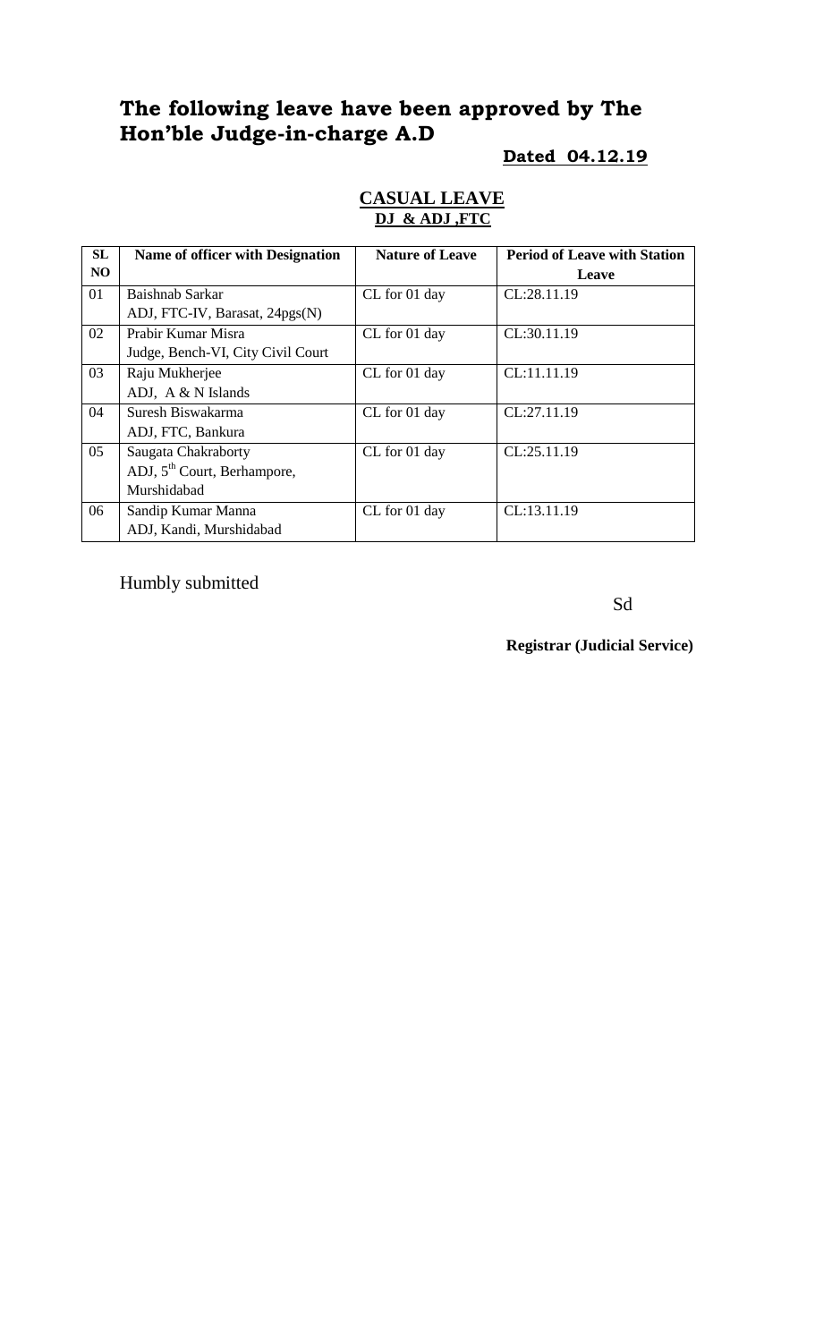# The following leave have been approved by The Hon'ble Judge-in-charge A.D

**Dated 04.12.19**

## CASUAL LEAVE
**DJ & ADJ ,FTC**

| SL NO | Name of officer with Designation | Nature of Leave | Period of Leave with Station Leave |
|---|---|---|---|
| 01 | Baishnab Sarkar<br>ADJ, FTC-IV, Barasat, 24pgs(N) | CL for 01 day | CL:28.11.19 |
| 02 | Prabir Kumar Misra<br>Judge, Bench-VI, City Civil Court | CL for 01 day | CL:30.11.19 |
| 03 | Raju Mukherjee<br>ADJ, A & N Islands | CL for 01 day | CL:11.11.19 |
| 04 | Suresh Biswakarma<br>ADJ, FTC, Bankura | CL for 01 day | CL:27.11.19 |
| 05 | Saugata Chakraborty<br>ADJ, 5th Court, Berhampore, Murshidabad | CL for 01 day | CL:25.11.19 |
| 06 | Sandip Kumar Manna<br>ADJ, Kandi, Murshidabad | CL for 01 day | CL:13.11.19 |

Humbly submitted

Sd

**Registrar (Judicial Service)**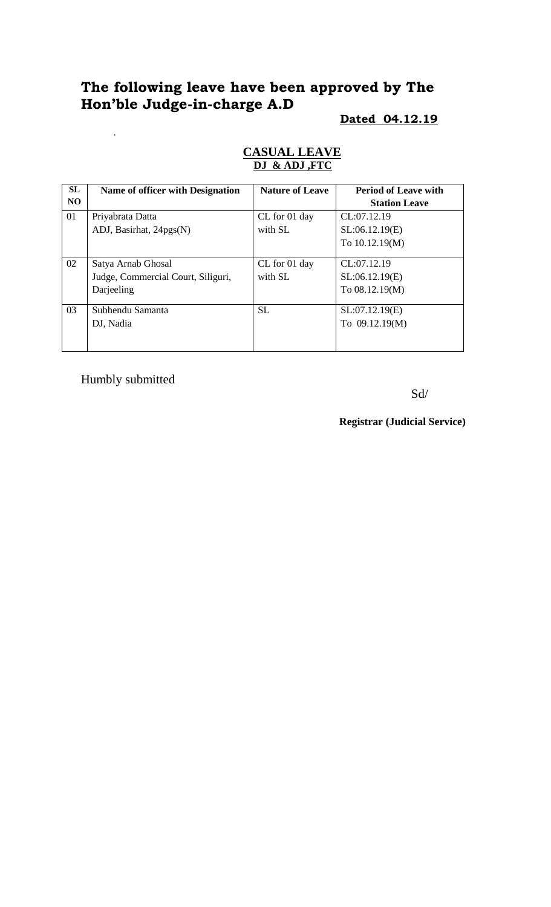# The following leave have been approved by The Hon'ble Judge-in-charge A.D

**Dated 04.12.19**

.

**CASUAL LEAVE**

**DJ & ADJ ,FTC**

| SL NO | Name of officer with Designation | Nature of Leave | Period of Leave with Station Leave |
|---|---|---|---|
| 01 | Priyabrata Datta<br>ADJ, Basirhat, 24pgs(N) | CL for 01 day with SL | CL:07.12.19<br>SL:06.12.19(E)<br>To 10.12.19(M) |
| 02 | Satya Arnab Ghosal<br>Judge, Commercial Court, Siliguri, Darjeeling | CL for 01 day with SL | CL:07.12.19<br>SL:06.12.19(E)<br>To 08.12.19(M) |
| 03 | Subhendu Samanta<br>DJ, Nadia | SL | SL:07.12.19(E)<br>To 09.12.19(M) |

Humbly submitted

Sd/

**Registrar (Judicial Service)**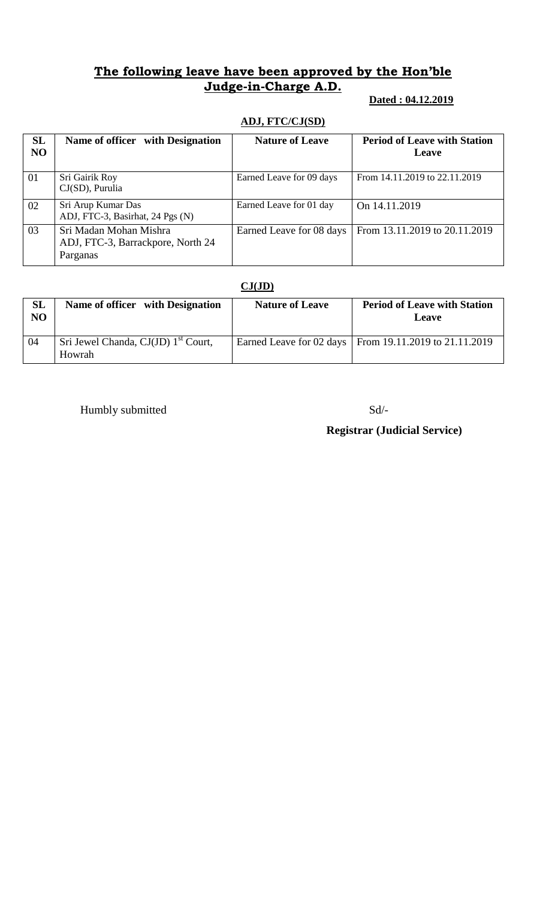## **The following leave have been approved by the Hon'ble Judge-in-Charge A.D.**

**Dated : 04.12.2019**

**ADJ, FTC/CJ(SD)**

| SL NO | Name of officer with Designation | Nature of Leave | Period of Leave with Station Leave |
|---|---|---|---|
| 01 | Sri Gairik Roy<br>CJ(SD), Purulia | Earned Leave for 09 days | From 14.11.2019 to 22.11.2019 |
| 02 | Sri Arup Kumar Das<br>ADJ, FTC-3, Basirhat, 24 Pgs (N) | Earned Leave for 01 day | On 14.11.2019 |
| 03 | Sri Madan Mohan Mishra<br>ADJ, FTC-3, Barrackpore, North 24 Parganas | Earned Leave for 08 days | From 13.11.2019 to 20.11.2019 |

**CJ(JD)**

| SL NO | Name of officer with Designation | Nature of Leave | Period of Leave with Station Leave |
|---|---|---|---|
| 04 | Sri Jewel Chanda, CJ(JD) 1st Court, Howrah | Earned Leave for 02 days | From 19.11.2019 to 21.11.2019 |

Humbly submitted

Sd/-

**Registrar (Judicial Service)**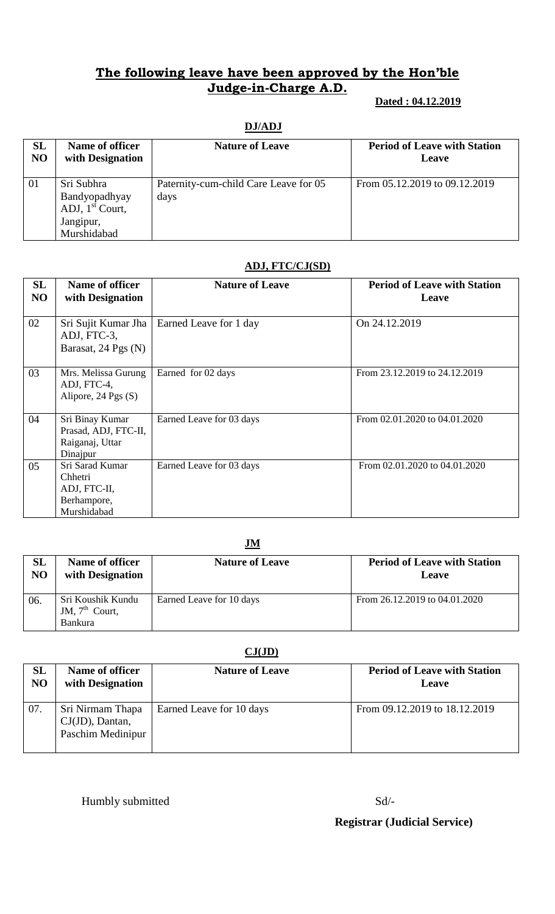## The following leave have been approved by the Hon'ble Judge-in-Charge A.D.

**Dated : 04.12.2019**

**DJ/ADJ**

| SL NO | Name of officer with Designation | Nature of Leave | Period of Leave with Station Leave |
|---|---|---|---|
| 01 | Sri Subhra Bandyopadhyay ADJ, 1st Court, Jangipur, Murshidabad | Paternity-cum-child Care Leave for 05 days | From 05.12.2019 to 09.12.2019 |

**ADJ, FTC/CJ(SD)**

| SL NO | Name of officer with Designation | Nature of Leave | Period of Leave with Station Leave |
|---|---|---|---|
| 02 | Sri Sujit Kumar Jha ADJ, FTC-3, Barasat, 24 Pgs (N) | Earned Leave for 1 day | On 24.12.2019 |
| 03 | Mrs. Melissa Gurung ADJ, FTC-4, Alipore, 24 Pgs (S) | Earned for 02 days | From 23.12.2019 to 24.12.2019 |
| 04 | Sri Binay Kumar Prasad, ADJ, FTC-II, Raiganaj, Uttar Dinajpur | Earned Leave for 03 days | From 02.01.2020 to 04.01.2020 |
| 05 | Sri Sarad Kumar Chhetri ADJ, FTC-II, Berhampore, Murshidabad | Earned Leave for 03 days | From 02.01.2020 to 04.01.2020 |

**JM**

| SL NO | Name of officer with Designation | Nature of Leave | Period of Leave with Station Leave |
|---|---|---|---|
| 06. | Sri Koushik Kundu JM, 7th Court, Bankura | Earned Leave for 10 days | From 26.12.2019 to 04.01.2020 |

**CJ(JD)**

| SL NO | Name of officer with Designation | Nature of Leave | Period of Leave with Station Leave |
|---|---|---|---|
| 07. | Sri Nirmam Thapa CJ(JD), Dantan, Paschim Medinipur | Earned Leave for 10 days | From 09.12.2019 to 18.12.2019 |

Humbly submitted

Sd/-

**Registrar (Judicial Service)**